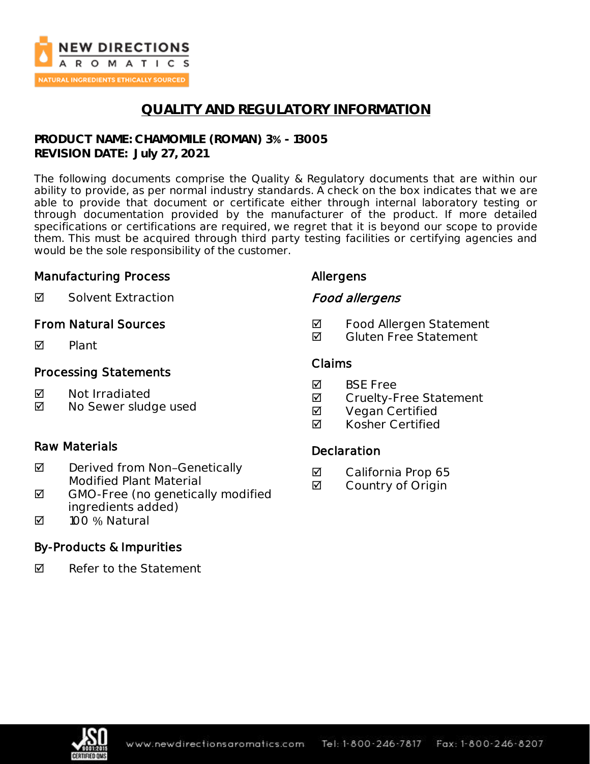# QUALITY AND REGULATORY INFORMATION

**PRODUCT NAME: CHAMOMILE (ROMAN) 3% - 13005**
**REVISION DATE: July 27, 2021**

The following documents comprise the Quality & Regulatory documents that are within our ability to provide, as per normal industry standards. A check on the box indicates that we are able to provide that document or certificate either through internal laboratory testing or through documentation provided by the manufacturer of the product. If more detailed specifications or certifications are required, we regret that it is beyond our scope to provide them. This must be acquired through third party testing facilities or certifying agencies and would be the sole responsibility of the customer.

## Manufacturing Process

☑ Solvent Extraction

## From Natural Sources

☑ Plant

## Processing Statements

☑ Not Irradiated
☑ No Sewer sludge used

## Raw Materials

☑ Derived from Non–Genetically Modified Plant Material
☑ GMO-Free (no genetically modified ingredients added)
☑ 100 % Natural

## By-Products & Impurities

☑ Refer to the Statement

## Allergens

### *Food allergens*

☑ Food Allergen Statement
☑ Gluten Free Statement

## Claims

☑ BSE Free
☑ Cruelty-Free Statement
☑ Vegan Certified
☑ Kosher Certified

## Declaration

☑ California Prop 65
☑ Country of Origin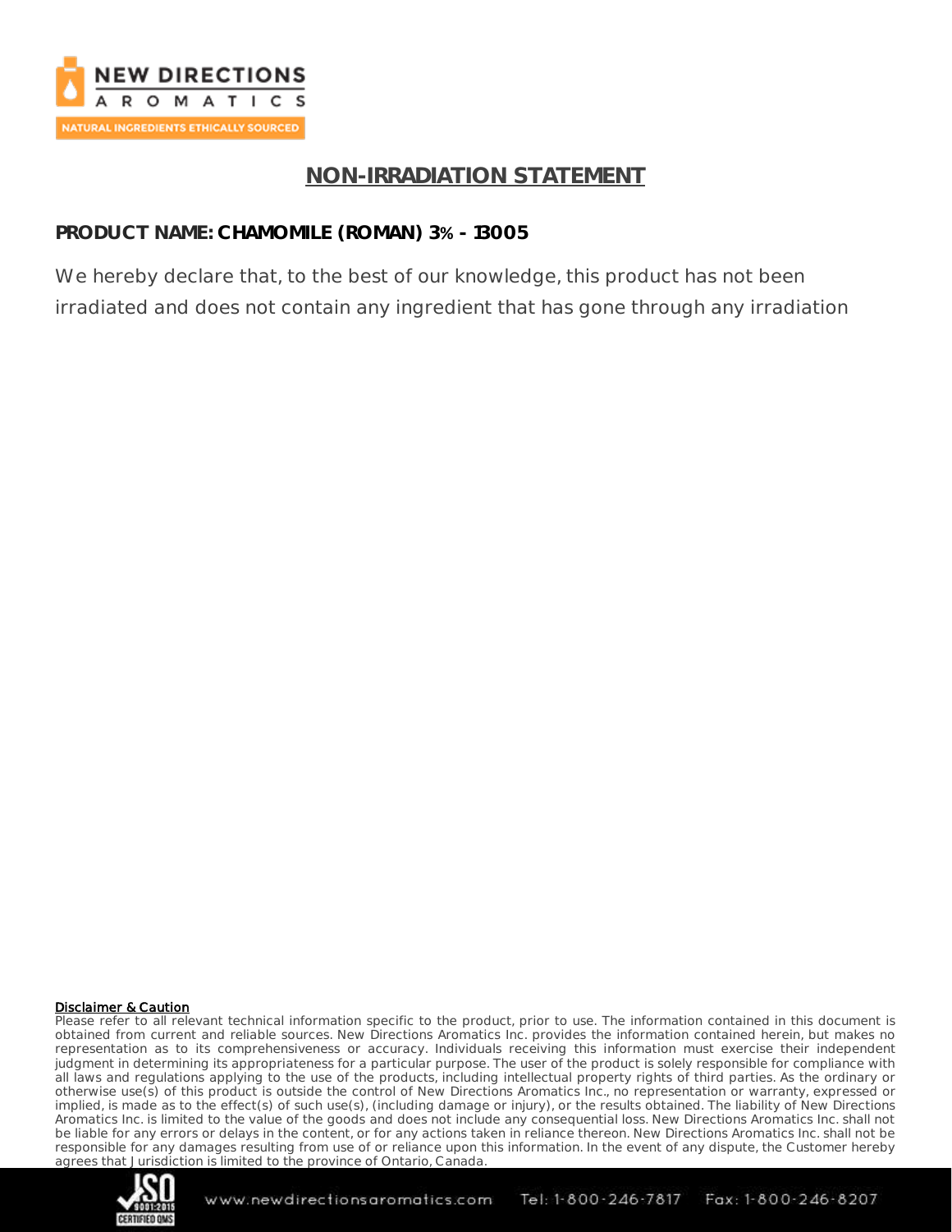# NON-IRRADIATION STATEMENT

**PRODUCT NAME: CHAMOMILE (ROMAN) 3% - 13005**

We hereby declare that, to the best of our knowledge, this product has not been irradiated and does not contain any ingredient that has gone through any irradiation

**Disclaimer & Caution**

Please refer to all relevant technical information specific to the product, prior to use. The information contained in this document is obtained from current and reliable sources. New Directions Aromatics Inc. provides the information contained herein, but makes no representation as to its comprehensiveness or accuracy. Individuals receiving this information must exercise their independent judgment in determining its appropriateness for a particular purpose. The user of the product is solely responsible for compliance with all laws and regulations applying to the use of the products, including intellectual property rights of third parties. As the ordinary or otherwise use(s) of this product is outside the control of New Directions Aromatics Inc., no representation or warranty, expressed or implied, is made as to the effect(s) of such use(s), (including damage or injury), or the results obtained. The liability of New Directions Aromatics Inc. is limited to the value of the goods and does not include any consequential loss. New Directions Aromatics Inc. shall not be liable for any errors or delays in the content, or for any actions taken in reliance thereon. New Directions Aromatics Inc. shall not be responsible for any damages resulting from use of or reliance upon this information. In the event of any dispute, the Customer hereby agrees that Jurisdiction is limited to the province of Ontario, Canada.

www.newdirectionsaromatics.com Tel: 1-800-246-7817 Fax: 1-800-246-8207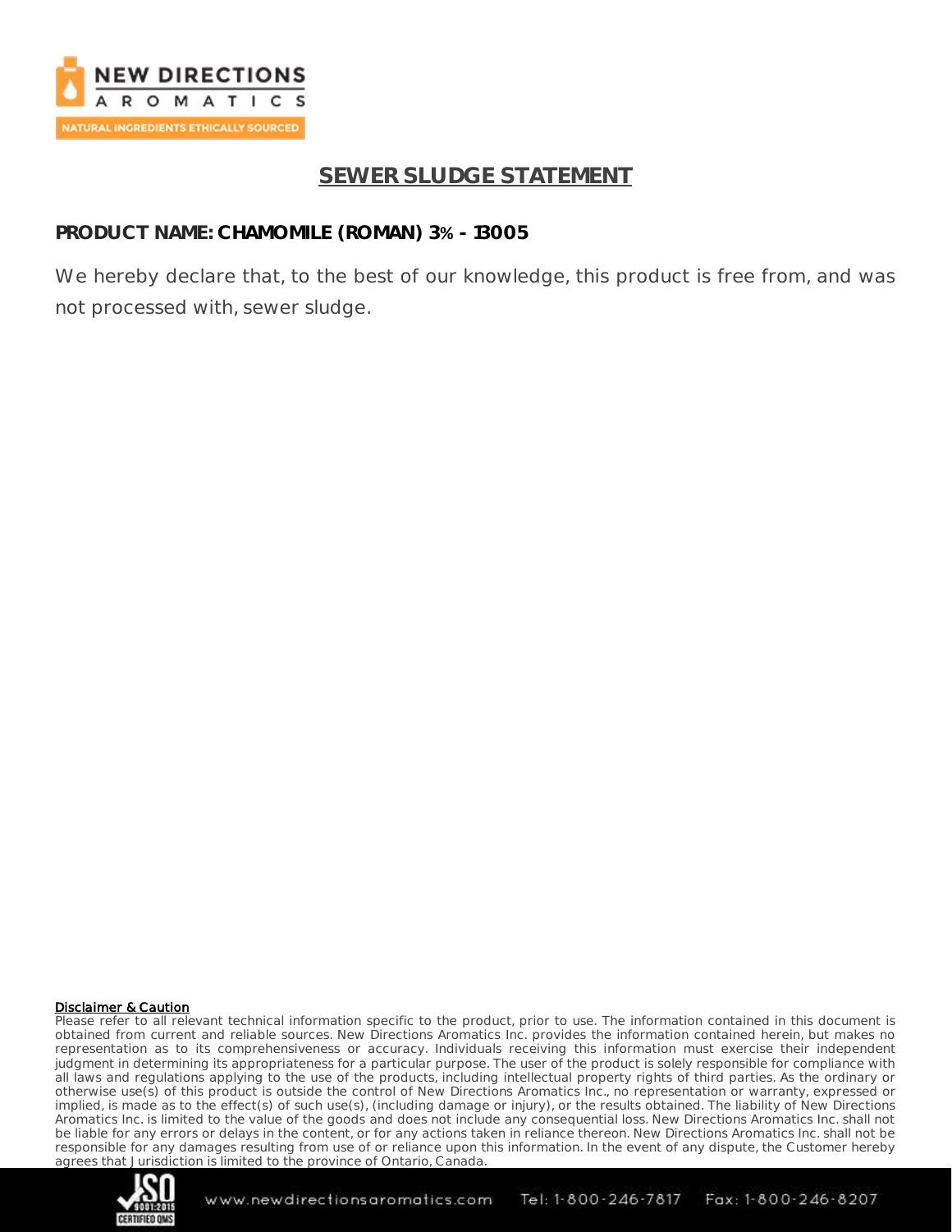# SEWER SLUDGE STATEMENT

**PRODUCT NAME: CHAMOMILE (ROMAN) 3% - 13005**

We hereby declare that, to the best of our knowledge, this product is free from, and was not processed with, sewer sludge.

**Disclaimer & Caution**

Please refer to all relevant technical information specific to the product, prior to use. The information contained in this document is obtained from current and reliable sources. New Directions Aromatics Inc. provides the information contained herein, but makes no representation as to its comprehensiveness or accuracy. Individuals receiving this information must exercise their independent judgment in determining its appropriateness for a particular purpose. The user of the product is solely responsible for compliance with all laws and regulations applying to the use of the products, including intellectual property rights of third parties. As the ordinary or otherwise use(s) of this product is outside the control of New Directions Aromatics Inc., no representation or warranty, expressed or implied, is made as to the effect(s) of such use(s), (including damage or injury), or the results obtained. The liability of New Directions Aromatics Inc. is limited to the value of the goods and does not include any consequential loss. New Directions Aromatics Inc. shall not be liable for any errors or delays in the content, or for any actions taken in reliance thereon. New Directions Aromatics Inc. shall not be responsible for any damages resulting from use of or reliance upon this information. In the event of any dispute, the Customer hereby agrees that Jurisdiction is limited to the province of Ontario, Canada.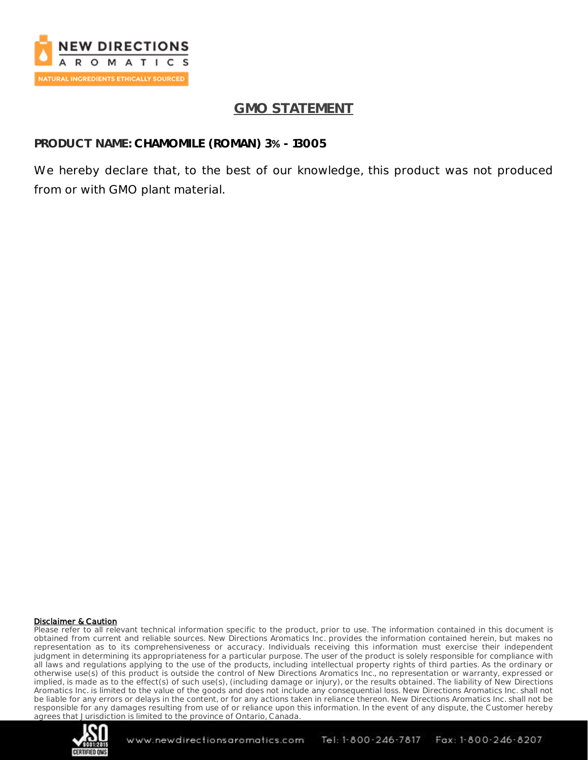# GMO STATEMENT

**PRODUCT NAME: CHAMOMILE (ROMAN) 3% - 13005**

We hereby declare that, to the best of our knowledge, this product was not produced from or with GMO plant material.

**Disclaimer & Caution**

Please refer to all relevant technical information specific to the product, prior to use. The information contained in this document is obtained from current and reliable sources. New Directions Aromatics Inc. provides the information contained herein, but makes no representation as to its comprehensiveness or accuracy. Individuals receiving this information must exercise their independent judgment in determining its appropriateness for a particular purpose. The user of the product is solely responsible for compliance with all laws and regulations applying to the use of the products, including intellectual property rights of third parties. As the ordinary or otherwise use(s) of this product is outside the control of New Directions Aromatics Inc., no representation or warranty, expressed or implied, is made as to the effect(s) of such use(s), (including damage or injury), or the results obtained. The liability of New Directions Aromatics Inc. is limited to the value of the goods and does not include any consequential loss. New Directions Aromatics Inc. shall not be liable for any errors or delays in the content, or for any actions taken in reliance thereon. New Directions Aromatics Inc. shall not be responsible for any damages resulting from use of or reliance upon this information. In the event of any dispute, the Customer hereby agrees that Jurisdiction is limited to the province of Ontario, Canada.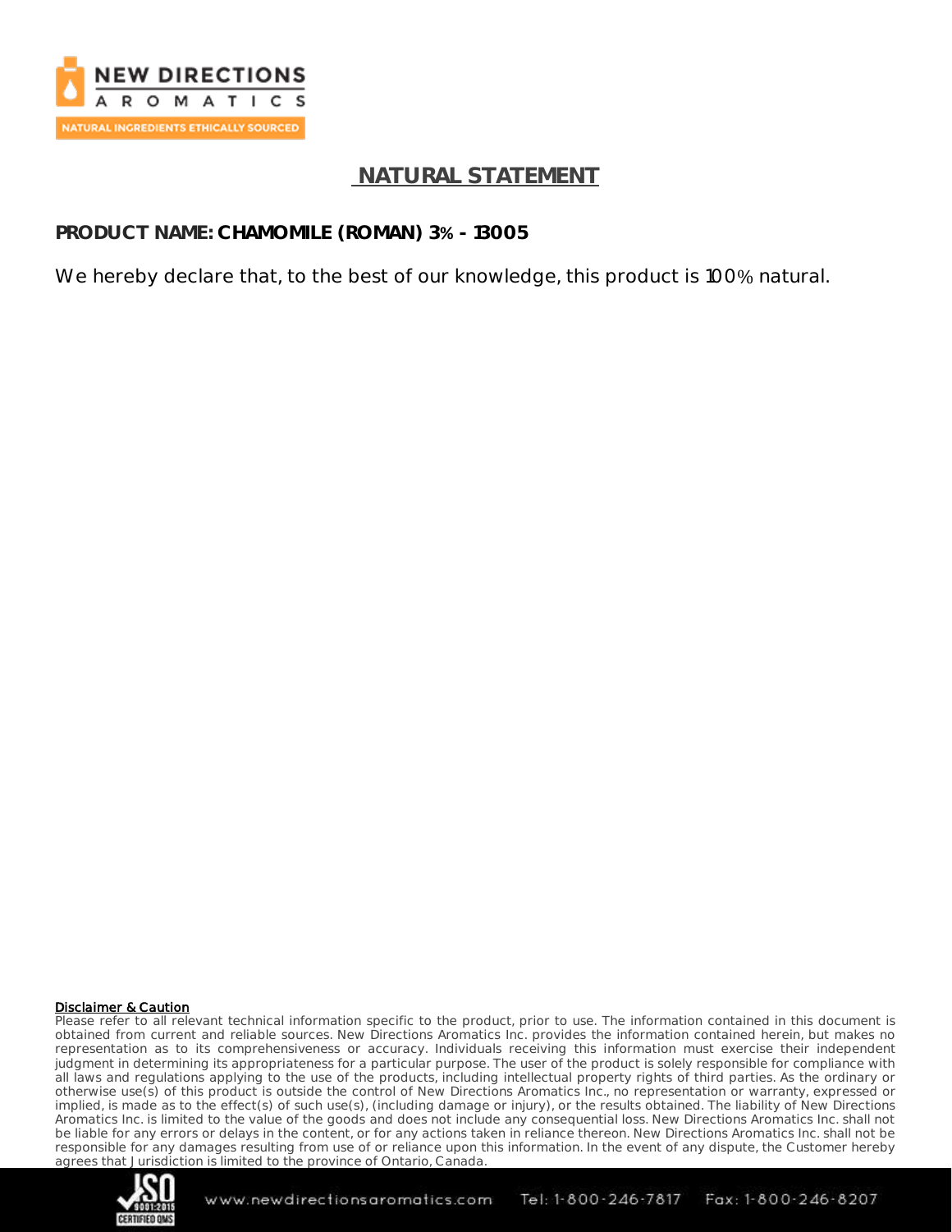# NATURAL STATEMENT

**PRODUCT NAME: CHAMOMILE (ROMAN) 3% - 13005**

We hereby declare that, to the best of our knowledge, this product is 100% natural.

**Disclaimer & Caution**

Please refer to all relevant technical information specific to the product, prior to use. The information contained in this document is obtained from current and reliable sources. New Directions Aromatics Inc. provides the information contained herein, but makes no representation as to its comprehensiveness or accuracy. Individuals receiving this information must exercise their independent judgment in determining its appropriateness for a particular purpose. The user of the product is solely responsible for compliance with all laws and regulations applying to the use of the products, including intellectual property rights of third parties. As the ordinary or otherwise use(s) of this product is outside the control of New Directions Aromatics Inc., no representation or warranty, expressed or implied, is made as to the effect(s) of such use(s), (including damage or injury), or the results obtained. The liability of New Directions Aromatics Inc. is limited to the value of the goods and does not include any consequential loss. New Directions Aromatics Inc. shall not be liable for any errors or delays in the content, or for any actions taken in reliance thereon. New Directions Aromatics Inc. shall not be responsible for any damages resulting from use of or reliance upon this information. In the event of any dispute, the Customer hereby agrees that Jurisdiction is limited to the province of Ontario, Canada.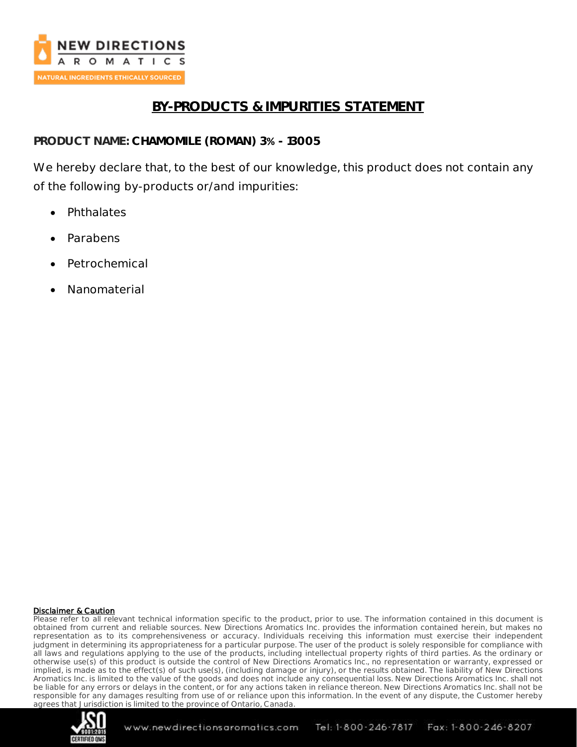# BY-PRODUCTS & IMPURITIES STATEMENT

**PRODUCT NAME: CHAMOMILE (ROMAN) 3% - 13005**

We hereby declare that, to the best of our knowledge, this product does not contain any of the following by-products or/and impurities:

- Phthalates
- Parabens
- Petrochemical
- Nanomaterial

**Disclaimer & Caution**

Please refer to all relevant technical information specific to the product, prior to use. The information contained in this document is obtained from current and reliable sources. New Directions Aromatics Inc. provides the information contained herein, but makes no representation as to its comprehensiveness or accuracy. Individuals receiving this information must exercise their independent judgment in determining its appropriateness for a particular purpose. The user of the product is solely responsible for compliance with all laws and regulations applying to the use of the products, including intellectual property rights of third parties. As the ordinary or otherwise use(s) of this product is outside the control of New Directions Aromatics Inc., no representation or warranty, expressed or implied, is made as to the effect(s) of such use(s), (including damage or injury), or the results obtained. The liability of New Directions Aromatics Inc. is limited to the value of the goods and does not include any consequential loss. New Directions Aromatics Inc. shall not be liable for any errors or delays in the content, or for any actions taken in reliance thereon. New Directions Aromatics Inc. shall not be responsible for any damages resulting from use of or reliance upon this information. In the event of any dispute, the Customer hereby agrees that Jurisdiction is limited to the province of Ontario, Canada.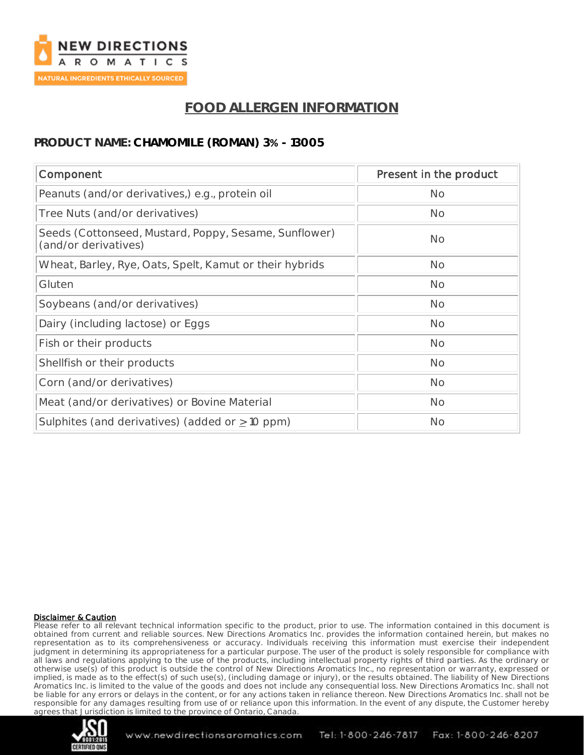# FOOD ALLERGEN INFORMATION

## PRODUCT NAME: CHAMOMILE (ROMAN) 3% - 13005

| Component | Present in the product |
| --- | --- |
| Peanuts (and/or derivatives,) e.g., protein oil | No |
| Tree Nuts (and/or derivatives) | No |
| Seeds (Cottonseed, Mustard, Poppy, Sesame, Sunflower) (and/or derivatives) | No |
| Wheat, Barley, Rye, Oats, Spelt, Kamut or their hybrids | No |
| Gluten | No |
| Soybeans (and/or derivatives) | No |
| Dairy (including lactose) or Eggs | No |
| Fish or their products | No |
| Shellfish or their products | No |
| Corn (and/or derivatives) | No |
| Meat (and/or derivatives) or Bovine Material | No |
| Sulphites (and derivatives) (added or $\geq$ 10 ppm) | No |

**Disclaimer & Caution**

Please refer to all relevant technical information specific to the product, prior to use. The information contained in this document is obtained from current and reliable sources. New Directions Aromatics Inc. provides the information contained herein, but makes no representation as to its comprehensiveness or accuracy. Individuals receiving this information must exercise their independent judgment in determining its appropriateness for a particular purpose. The user of the product is solely responsible for compliance with all laws and regulations applying to the use of the products, including intellectual property rights of third parties. As the ordinary or otherwise use(s) of this product is outside the control of New Directions Aromatics Inc., no representation or warranty, expressed or implied, is made as to the effect(s) of such use(s), (including damage or injury), or the results obtained. The liability of New Directions Aromatics Inc. is limited to the value of the goods and does not include any consequential loss. New Directions Aromatics Inc. shall not be liable for any errors or delays in the content, or for any actions taken in reliance thereon. New Directions Aromatics Inc. shall not be responsible for any damages resulting from use of or reliance upon this information. In the event of any dispute, the Customer hereby agrees that Jurisdiction is limited to the province of Ontario, Canada.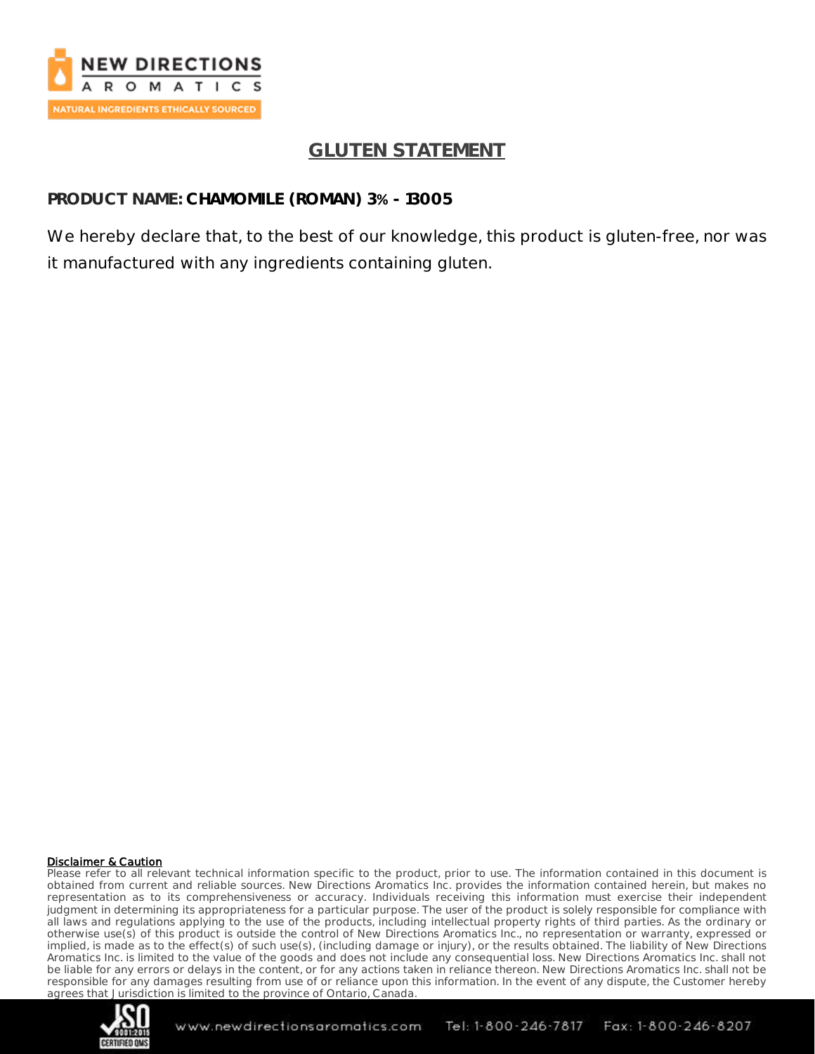# GLUTEN STATEMENT

**PRODUCT NAME: CHAMOMILE (ROMAN) 3% - 13005**

We hereby declare that, to the best of our knowledge, this product is gluten-free, nor was it manufactured with any ingredients containing gluten.

**Disclaimer & Caution**

Please refer to all relevant technical information specific to the product, prior to use. The information contained in this document is obtained from current and reliable sources. New Directions Aromatics Inc. provides the information contained herein, but makes no representation as to its comprehensiveness or accuracy. Individuals receiving this information must exercise their independent judgment in determining its appropriateness for a particular purpose. The user of the product is solely responsible for compliance with all laws and regulations applying to the use of the products, including intellectual property rights of third parties. As the ordinary or otherwise use(s) of this product is outside the control of New Directions Aromatics Inc., no representation or warranty, expressed or implied, is made as to the effect(s) of such use(s), (including damage or injury), or the results obtained. The liability of New Directions Aromatics Inc. is limited to the value of the goods and does not include any consequential loss. New Directions Aromatics Inc. shall not be liable for any errors or delays in the content, or for any actions taken in reliance thereon. New Directions Aromatics Inc. shall not be responsible for any damages resulting from use of or reliance upon this information. In the event of any dispute, the Customer hereby agrees that Jurisdiction is limited to the province of Ontario, Canada.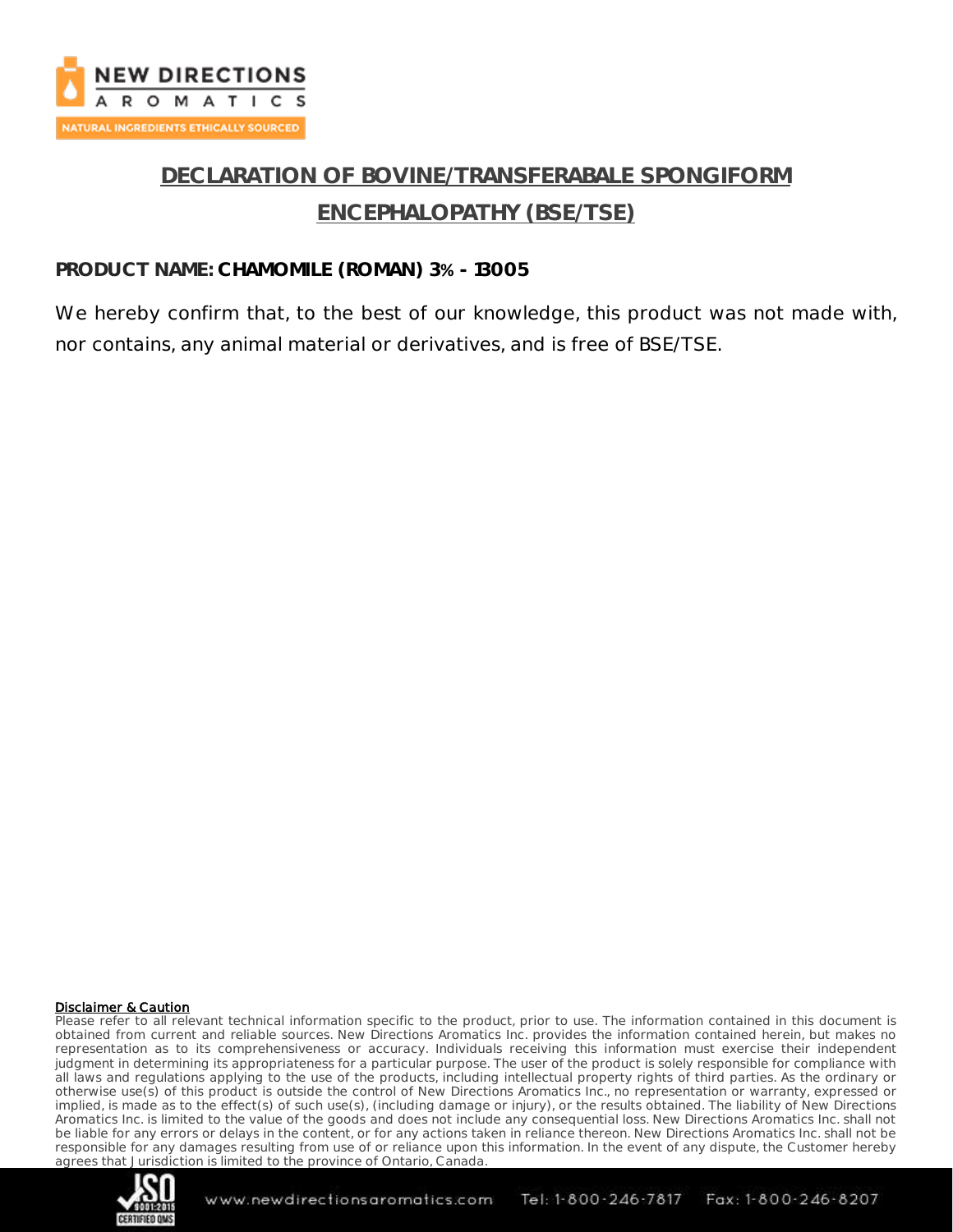# DECLARATION OF BOVINE/TRANSFERABALE SPONGIFORM ENCEPHALOPATHY (BSE/TSE)

**PRODUCT NAME: CHAMOMILE (ROMAN) 3% - 13005**

We hereby confirm that, to the best of our knowledge, this product was not made with, nor contains, any animal material or derivatives, and is free of BSE/TSE.

**Disclaimer & Caution**

Please refer to all relevant technical information specific to the product, prior to use. The information contained in this document is obtained from current and reliable sources. New Directions Aromatics Inc. provides the information contained herein, but makes no representation as to its comprehensiveness or accuracy. Individuals receiving this information must exercise their independent judgment in determining its appropriateness for a particular purpose. The user of the product is solely responsible for compliance with all laws and regulations applying to the use of the products, including intellectual property rights of third parties. As the ordinary or otherwise use(s) of this product is outside the control of New Directions Aromatics Inc., no representation or warranty, expressed or implied, is made as to the effect(s) of such use(s), (including damage or injury), or the results obtained. The liability of New Directions Aromatics Inc. is limited to the value of the goods and does not include any consequential loss. New Directions Aromatics Inc. shall not be liable for any errors or delays in the content, or for any actions taken in reliance thereon. New Directions Aromatics Inc. shall not be responsible for any damages resulting from use of or reliance upon this information. In the event of any dispute, the Customer hereby agrees that Jurisdiction is limited to the province of Ontario, Canada.

www.newdirectionsaromatics.com Tel: 1-800-246-7817 Fax: 1-800-246-8207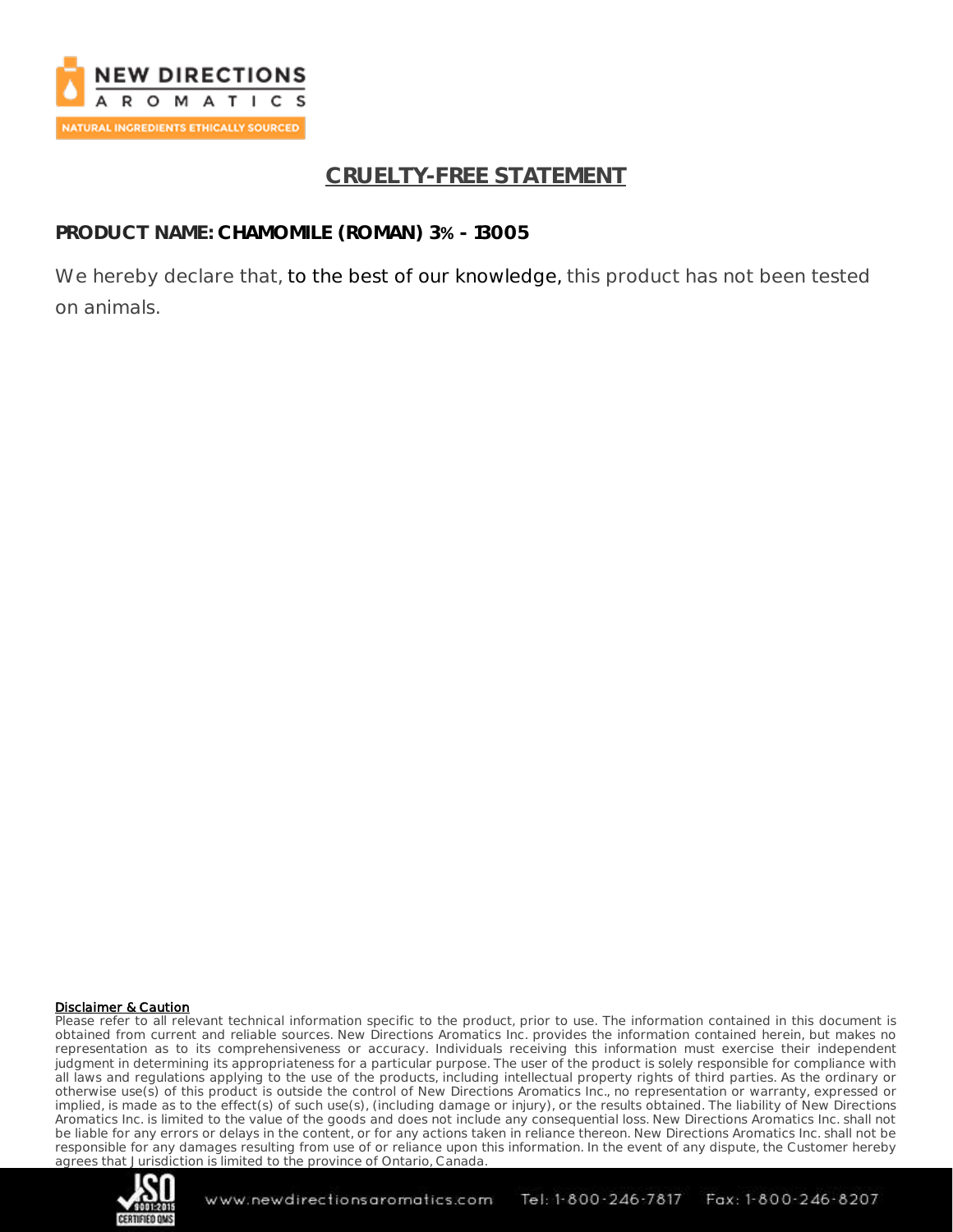# CRUELTY-FREE STATEMENT

**PRODUCT NAME: CHAMOMILE (ROMAN) 3% - 13005**

We hereby declare that, to the best of our knowledge, this product has not been tested on animals.

**Disclaimer & Caution**

Please refer to all relevant technical information specific to the product, prior to use. The information contained in this document is obtained from current and reliable sources. New Directions Aromatics Inc. provides the information contained herein, but makes no representation as to its comprehensiveness or accuracy. Individuals receiving this information must exercise their independent judgment in determining its appropriateness for a particular purpose. The user of the product is solely responsible for compliance with all laws and regulations applying to the use of the products, including intellectual property rights of third parties. As the ordinary or otherwise use(s) of this product is outside the control of New Directions Aromatics Inc., no representation or warranty, expressed or implied, is made as to the effect(s) of such use(s), (including damage or injury), or the results obtained. The liability of New Directions Aromatics Inc. is limited to the value of the goods and does not include any consequential loss. New Directions Aromatics Inc. shall not be liable for any errors or delays in the content, or for any actions taken in reliance thereon. New Directions Aromatics Inc. shall not be responsible for any damages resulting from use of or reliance upon this information. In the event of any dispute, the Customer hereby agrees that Jurisdiction is limited to the province of Ontario, Canada.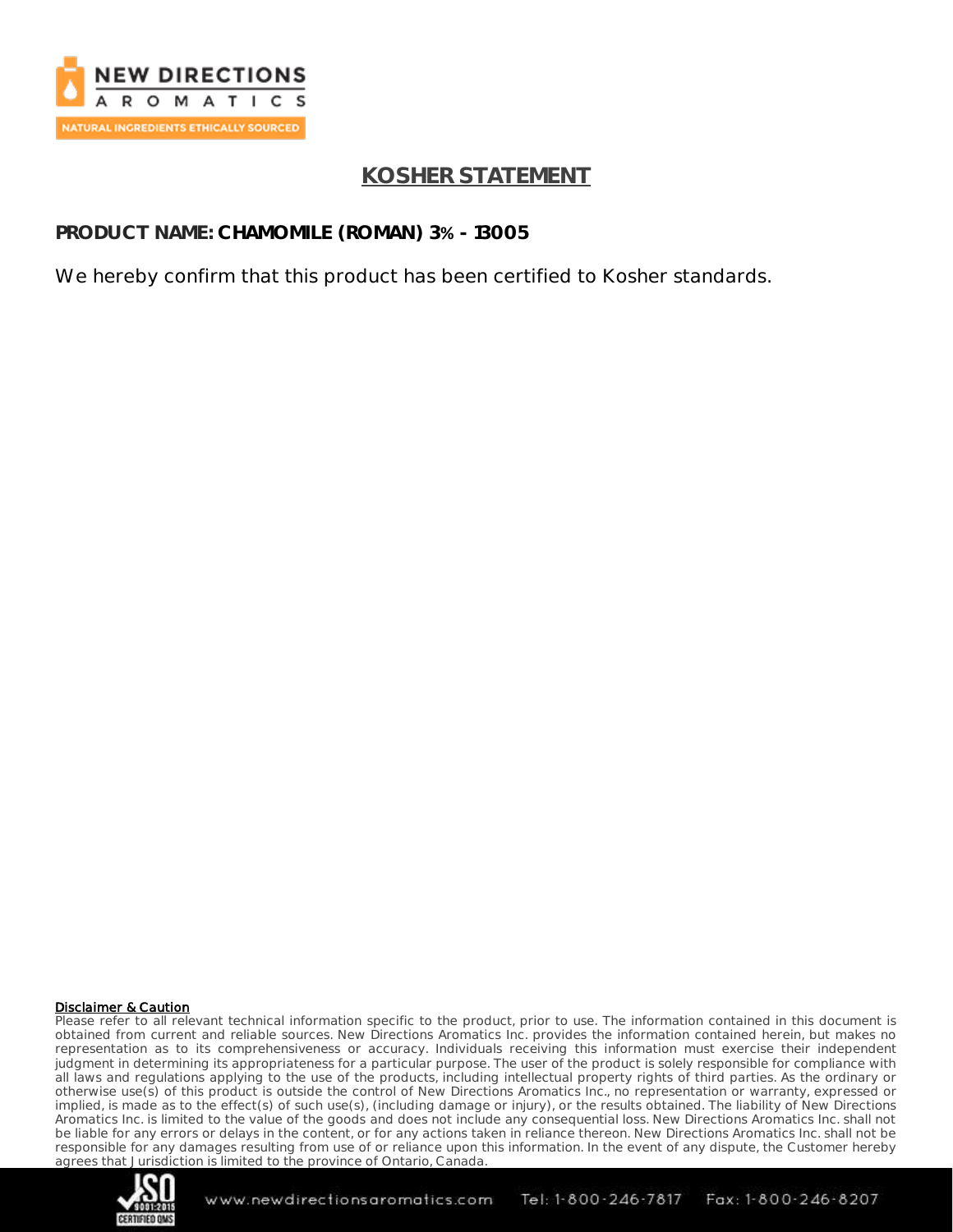# KOSHER STATEMENT

**PRODUCT NAME: CHAMOMILE (ROMAN) 3% - 13005**

We hereby confirm that this product has been certified to Kosher standards.

**Disclaimer & Caution**

Please refer to all relevant technical information specific to the product, prior to use. The information contained in this document is obtained from current and reliable sources. New Directions Aromatics Inc. provides the information contained herein, but makes no representation as to its comprehensiveness or accuracy. Individuals receiving this information must exercise their independent judgment in determining its appropriateness for a particular purpose. The user of the product is solely responsible for compliance with all laws and regulations applying to the use of the products, including intellectual property rights of third parties. As the ordinary or otherwise use(s) of this product is outside the control of New Directions Aromatics Inc., no representation or warranty, expressed or implied, is made as to the effect(s) of such use(s), (including damage or injury), or the results obtained. The liability of New Directions Aromatics Inc. is limited to the value of the goods and does not include any consequential loss. New Directions Aromatics Inc. shall not be liable for any errors or delays in the content, or for any actions taken in reliance thereon. New Directions Aromatics Inc. shall not be responsible for any damages resulting from use of or reliance upon this information. In the event of any dispute, the Customer hereby agrees that Jurisdiction is limited to the province of Ontario, Canada.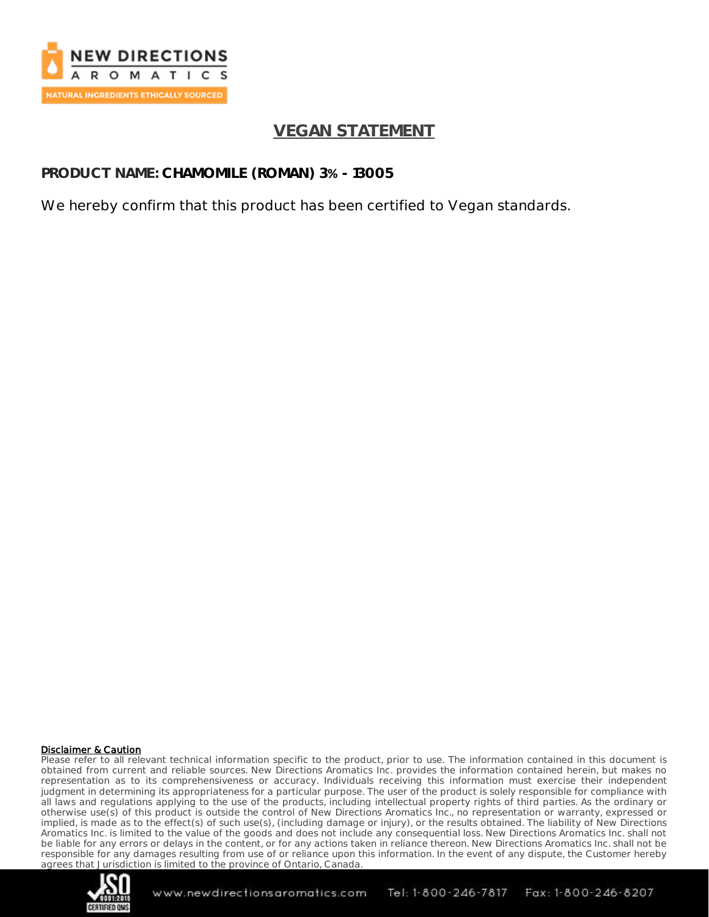# VEGAN STATEMENT

**PRODUCT NAME: CHAMOMILE (ROMAN) 3% - 13005**

We hereby confirm that this product has been certified to Vegan standards.

**Disclaimer & Caution**

Please refer to all relevant technical information specific to the product, prior to use. The information contained in this document is obtained from current and reliable sources. New Directions Aromatics Inc. provides the information contained herein, but makes no representation as to its comprehensiveness or accuracy. Individuals receiving this information must exercise their independent judgment in determining its appropriateness for a particular purpose. The user of the product is solely responsible for compliance with all laws and regulations applying to the use of the products, including intellectual property rights of third parties. As the ordinary or otherwise use(s) of this product is outside the control of New Directions Aromatics Inc., no representation or warranty, expressed or implied, is made as to the effect(s) of such use(s), (including damage or injury), or the results obtained. The liability of New Directions Aromatics Inc. is limited to the value of the goods and does not include any consequential loss. New Directions Aromatics Inc. shall not be liable for any errors or delays in the content, or for any actions taken in reliance thereon. New Directions Aromatics Inc. shall not be responsible for any damages resulting from use of or reliance upon this information. In the event of any dispute, the Customer hereby agrees that Jurisdiction is limited to the province of Ontario, Canada.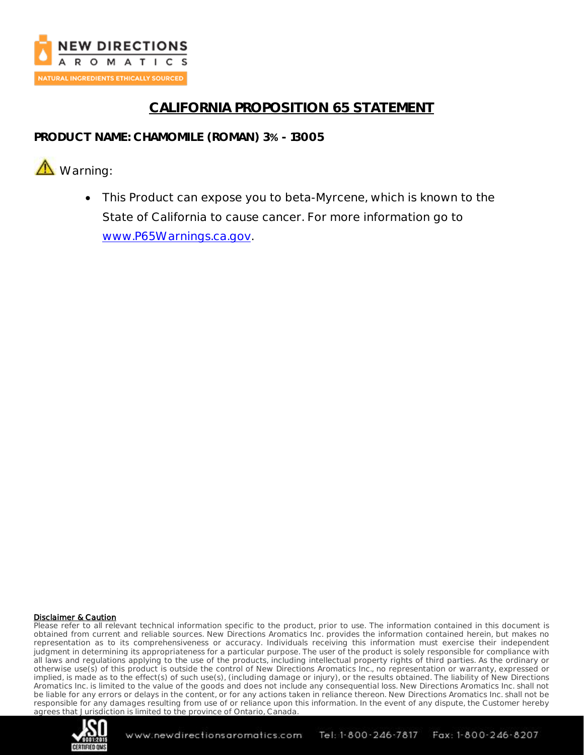# CALIFORNIA PROPOSITION 65 STATEMENT

**PRODUCT NAME: CHAMOMILE (ROMAN) 3% - 13005**

⚠ Warning:

- This Product can expose you to beta-Myrcene, which is known to the State of California to cause cancer. For more information go to www.P65Warnings.ca.gov.

**Disclaimer & Caution**

Please refer to all relevant technical information specific to the product, prior to use. The information contained in this document is obtained from current and reliable sources. New Directions Aromatics Inc. provides the information contained herein, but makes no representation as to its comprehensiveness or accuracy. Individuals receiving this information must exercise their independent judgment in determining its appropriateness for a particular purpose. The user of the product is solely responsible for compliance with all laws and regulations applying to the use of the products, including intellectual property rights of third parties. As the ordinary or otherwise use(s) of this product is outside the control of New Directions Aromatics Inc., no representation or warranty, expressed or implied, is made as to the effect(s) of such use(s), (including damage or injury), or the results obtained. The liability of New Directions Aromatics Inc. is limited to the value of the goods and does not include any consequential loss. New Directions Aromatics Inc. shall not be liable for any errors or delays in the content, or for any actions taken in reliance thereon. New Directions Aromatics Inc. shall not be responsible for any damages resulting from use of or reliance upon this information. In the event of any dispute, the Customer hereby agrees that Jurisdiction is limited to the province of Ontario, Canada.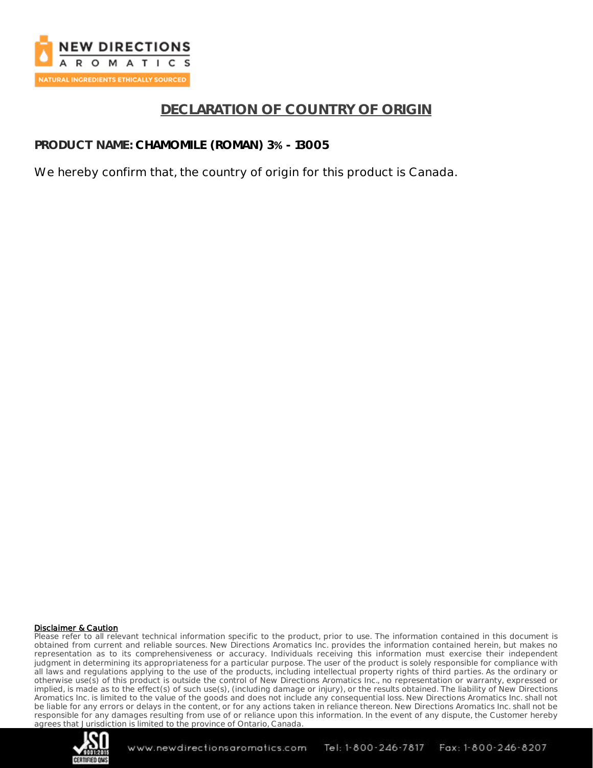# DECLARATION OF COUNTRY OF ORIGIN

**PRODUCT NAME: CHAMOMILE (ROMAN) 3% - 13005**

We hereby confirm that, the country of origin for this product is Canada.

**Disclaimer & Caution**

Please refer to all relevant technical information specific to the product, prior to use. The information contained in this document is obtained from current and reliable sources. New Directions Aromatics Inc. provides the information contained herein, but makes no representation as to its comprehensiveness or accuracy. Individuals receiving this information must exercise their independent judgment in determining its appropriateness for a particular purpose. The user of the product is solely responsible for compliance with all laws and regulations applying to the use of the products, including intellectual property rights of third parties. As the ordinary or otherwise use(s) of this product is outside the control of New Directions Aromatics Inc., no representation or warranty, expressed or implied, is made as to the effect(s) of such use(s), (including damage or injury), or the results obtained. The liability of New Directions Aromatics Inc. is limited to the value of the goods and does not include any consequential loss. New Directions Aromatics Inc. shall not be liable for any errors or delays in the content, or for any actions taken in reliance thereon. New Directions Aromatics Inc. shall not be responsible for any damages resulting from use of or reliance upon this information. In the event of any dispute, the Customer hereby agrees that Jurisdiction is limited to the province of Ontario, Canada.